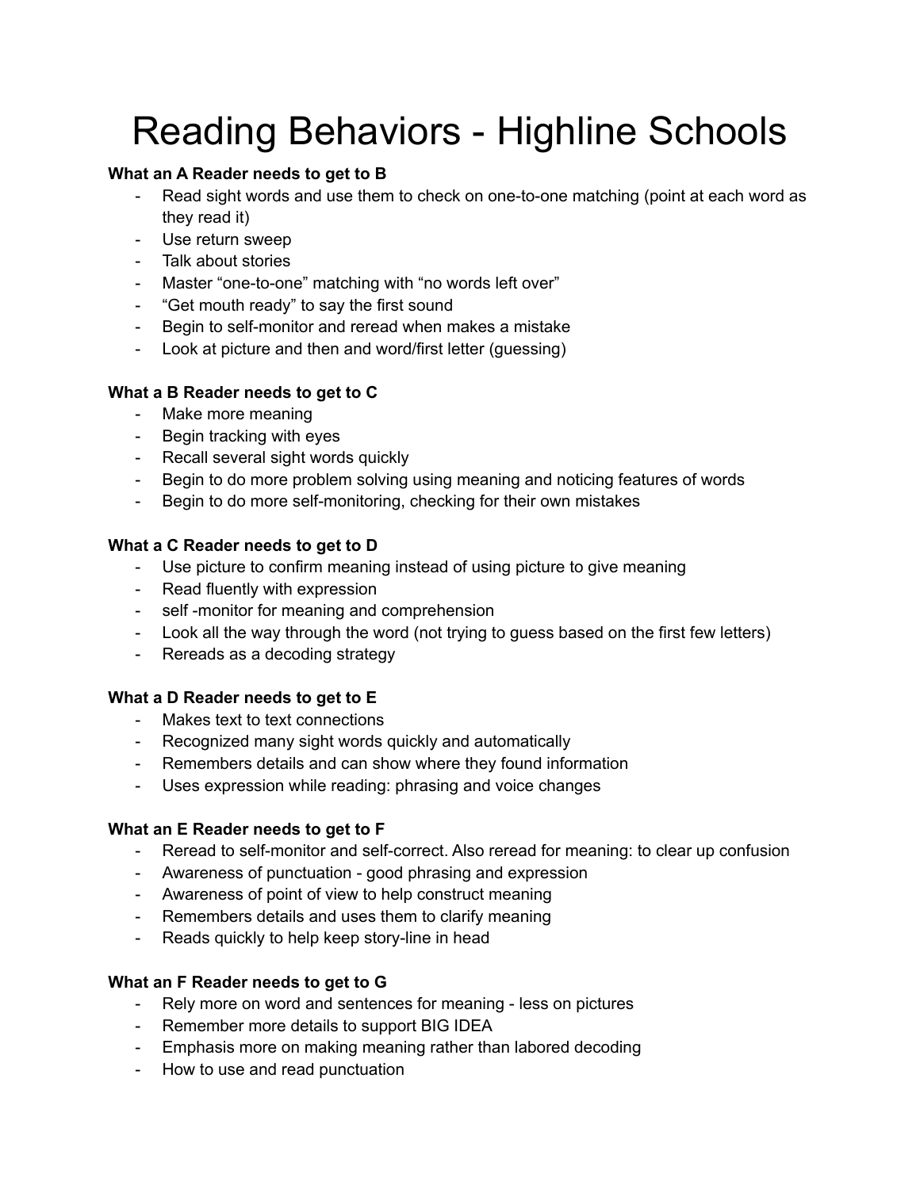# Reading Behaviors - Highline Schools

**What an A Reader needs to get to B**

- Read sight words and use them to check on one-to-one matching (point at each word as they read it)
- Use return sweep
- Talk about stories
- Master "one-to-one" matching with "no words left over"
- "Get mouth ready" to say the first sound
- Begin to self-monitor and reread when makes a mistake
- Look at picture and then and word/first letter (guessing)

**What a B Reader needs to get to C**

- Make more meaning
- Begin tracking with eyes
- Recall several sight words quickly
- Begin to do more problem solving using meaning and noticing features of words
- Begin to do more self-monitoring, checking for their own mistakes

**What a C Reader needs to get to D**

- Use picture to confirm meaning instead of using picture to give meaning
- Read fluently with expression
- self -monitor for meaning and comprehension
- Look all the way through the word (not trying to guess based on the first few letters)
- Rereads as a decoding strategy

**What a D Reader needs to get to E**

- Makes text to text connections
- Recognized many sight words quickly and automatically
- Remembers details and can show where they found information
- Uses expression while reading: phrasing and voice changes

**What an E Reader needs to get to F**

- Reread to self-monitor and self-correct. Also reread for meaning: to clear up confusion
- Awareness of punctuation - good phrasing and expression
- Awareness of point of view to help construct meaning
- Remembers details and uses them to clarify meaning
- Reads quickly to help keep story-line in head

**What an F Reader needs to get to G**

- Rely more on word and sentences for meaning - less on pictures
- Remember more details to support BIG IDEA
- Emphasis more on making meaning rather than labored decoding
- How to use and read punctuation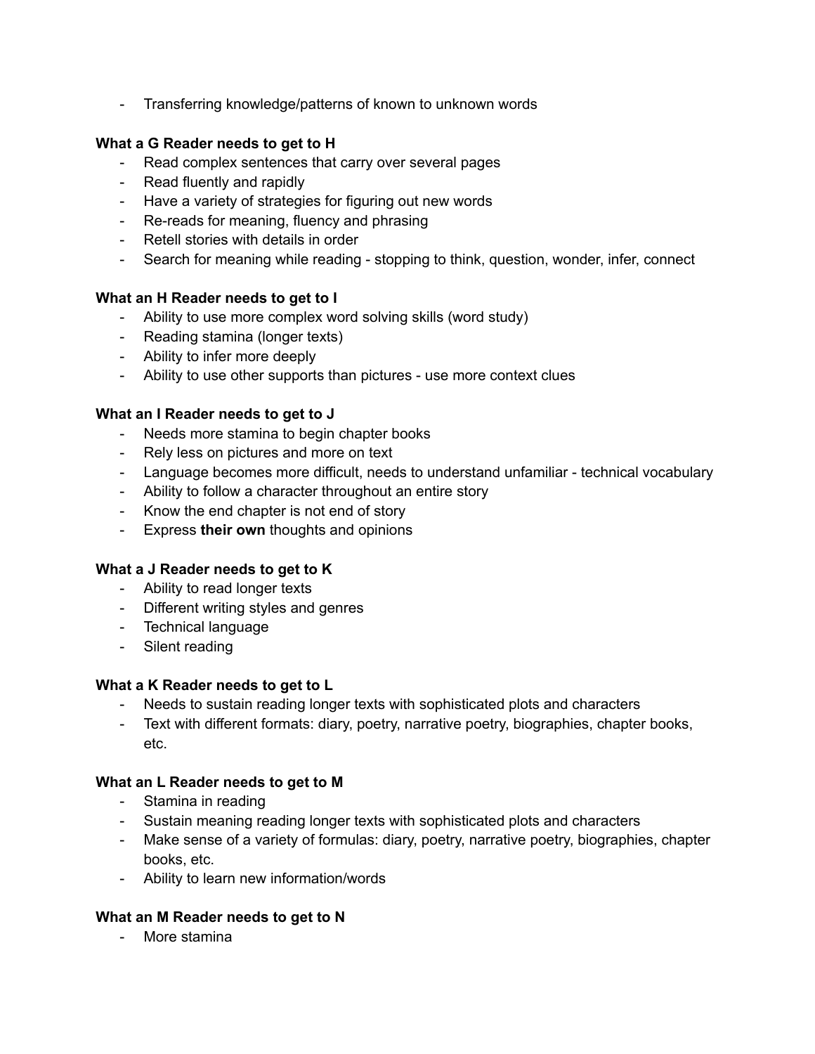- Transferring knowledge/patterns of known to unknown words

**What a G Reader needs to get to H**

- Read complex sentences that carry over several pages
- Read fluently and rapidly
- Have a variety of strategies for figuring out new words
- Re-reads for meaning, fluency and phrasing
- Retell stories with details in order
- Search for meaning while reading - stopping to think, question, wonder, infer, connect

**What an H Reader needs to get to I**

- Ability to use more complex word solving skills (word study)
- Reading stamina (longer texts)
- Ability to infer more deeply
- Ability to use other supports than pictures - use more context clues

**What an I Reader needs to get to J**

- Needs more stamina to begin chapter books
- Rely less on pictures and more on text
- Language becomes more difficult, needs to understand unfamiliar - technical vocabulary
- Ability to follow a character throughout an entire story
- Know the end chapter is not end of story
- Express **their own** thoughts and opinions

**What a J Reader needs to get to K**

- Ability to read longer texts
- Different writing styles and genres
- Technical language
- Silent reading

**What a K Reader needs to get to L**

- Needs to sustain reading longer texts with sophisticated plots and characters
- Text with different formats: diary, poetry, narrative poetry, biographies, chapter books, etc.

**What an L Reader needs to get to M**

- Stamina in reading
- Sustain meaning reading longer texts with sophisticated plots and characters
- Make sense of a variety of formulas: diary, poetry, narrative poetry, biographies, chapter books, etc.
- Ability to learn new information/words

**What an M Reader needs to get to N**

- More stamina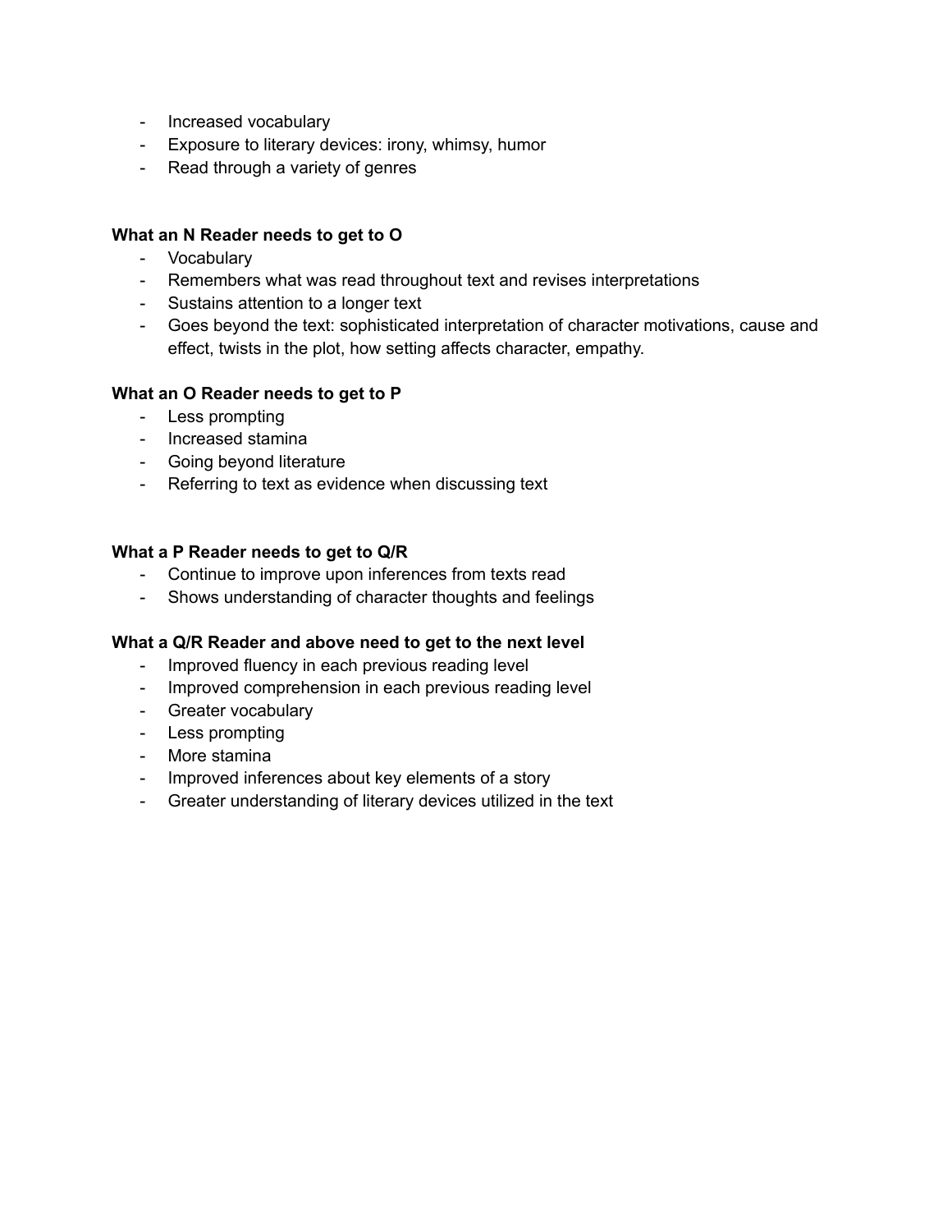- Increased vocabulary
- Exposure to literary devices: irony, whimsy, humor
- Read through a variety of genres

**What an N Reader needs to get to O**

- Vocabulary
- Remembers what was read throughout text and revises interpretations
- Sustains attention to a longer text
- Goes beyond the text: sophisticated interpretation of character motivations, cause and effect, twists in the plot, how setting affects character, empathy.

**What an O Reader needs to get to P**

- Less prompting
- Increased stamina
- Going beyond literature
- Referring to text as evidence when discussing text

**What a P Reader needs to get to Q/R**

- Continue to improve upon inferences from texts read
- Shows understanding of character thoughts and feelings

**What a Q/R Reader and above need to get to the next level**

- Improved fluency in each previous reading level
- Improved comprehension in each previous reading level
- Greater vocabulary
- Less prompting
- More stamina
- Improved inferences about key elements of a story
- Greater understanding of literary devices utilized in the text